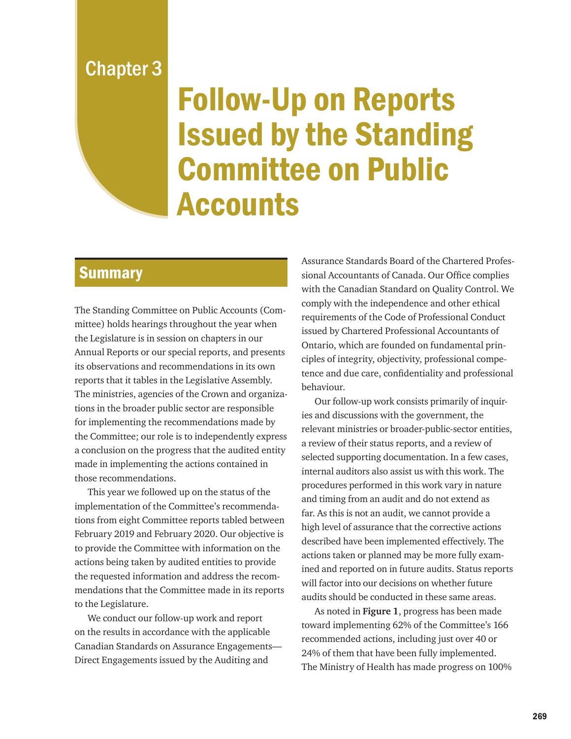# Chapter 3

# Follow-Up on Reports Issued by the Standing Committee on Public Accounts

## Summary

The Standing Committee on Public Accounts (Committee) holds hearings throughout the year when the Legislature is in session on chapters in our Annual Reports or our special reports, and presents its observations and recommendations in its own reports that it tables in the Legislative Assembly. The ministries, agencies of the Crown and organizations in the broader public sector are responsible for implementing the recommendations made by the Committee; our role is to independently express a conclusion on the progress that the audited entity made in implementing the actions contained in those recommendations.

This year we followed up on the status of the implementation of the Committee's recommendations from eight Committee reports tabled between February 2019 and February 2020. Our objective is to provide the Committee with information on the actions being taken by audited entities to provide the requested information and address the recommendations that the Committee made in its reports to the Legislature.

We conduct our follow-up work and report on the results in accordance with the applicable Canadian Standards on Assurance Engagements—Direct Engagements issued by the Auditing and Assurance Standards Board of the Chartered Professional Accountants of Canada. Our Office complies with the Canadian Standard on Quality Control. We comply with the independence and other ethical requirements of the Code of Professional Conduct issued by Chartered Professional Accountants of Ontario, which are founded on fundamental principles of integrity, objectivity, professional competence and due care, confidentiality and professional behaviour.

Our follow-up work consists primarily of inquiries and discussions with the government, the relevant ministries or broader-public-sector entities, a review of their status reports, and a review of selected supporting documentation. In a few cases, internal auditors also assist us with this work. The procedures performed in this work vary in nature and timing from an audit and do not extend as far. As this is not an audit, we cannot provide a high level of assurance that the corrective actions described have been implemented effectively. The actions taken or planned may be more fully examined and reported on in future audits. Status reports will factor into our decisions on whether future audits should be conducted in these same areas.

As noted in **Figure 1**, progress has been made toward implementing 62% of the Committee's 166 recommended actions, including just over 40 or 24% of them that have been fully implemented. The Ministry of Health has made progress on 100%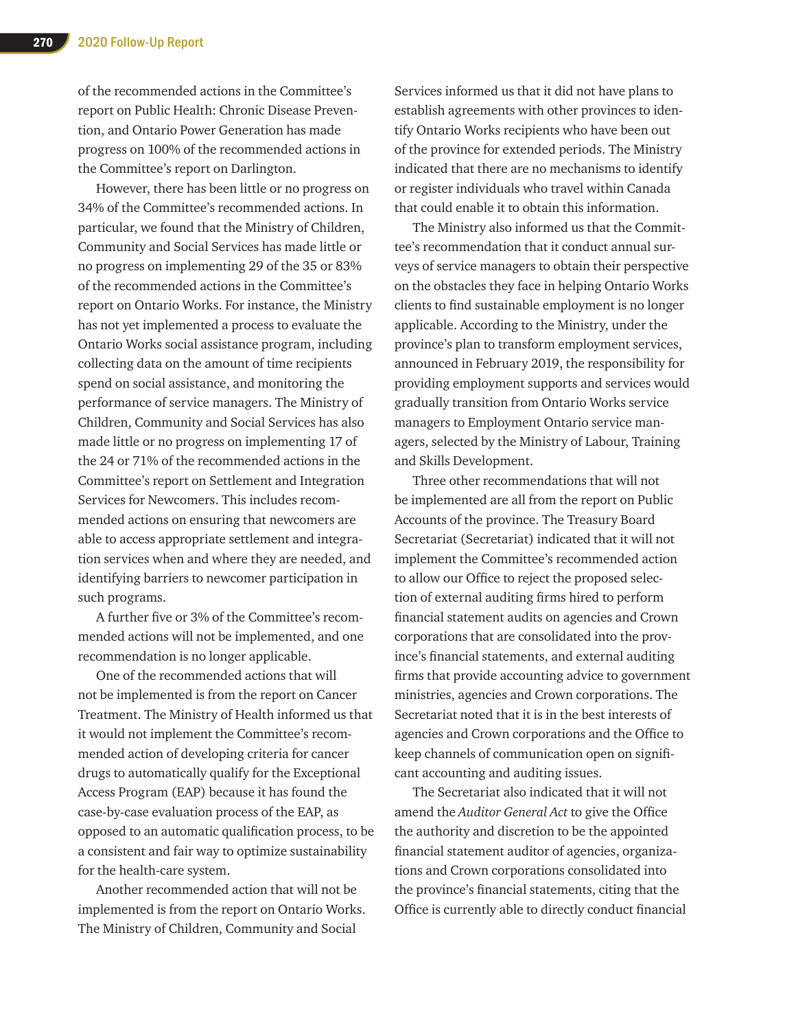of the recommended actions in the Committee's report on Public Health: Chronic Disease Prevention, and Ontario Power Generation has made progress on 100% of the recommended actions in the Committee's report on Darlington.

However, there has been little or no progress on 34% of the Committee's recommended actions. In particular, we found that the Ministry of Children, Community and Social Services has made little or no progress on implementing 29 of the 35 or 83% of the recommended actions in the Committee's report on Ontario Works. For instance, the Ministry has not yet implemented a process to evaluate the Ontario Works social assistance program, including collecting data on the amount of time recipients spend on social assistance, and monitoring the performance of service managers. The Ministry of Children, Community and Social Services has also made little or no progress on implementing 17 of the 24 or 71% of the recommended actions in the Committee's report on Settlement and Integration Services for Newcomers. This includes recommended actions on ensuring that newcomers are able to access appropriate settlement and integration services when and where they are needed, and identifying barriers to newcomer participation in such programs.

A further five or 3% of the Committee's recommended actions will not be implemented, and one recommendation is no longer applicable.

One of the recommended actions that will not be implemented is from the report on Cancer Treatment. The Ministry of Health informed us that it would not implement the Committee's recommended action of developing criteria for cancer drugs to automatically qualify for the Exceptional Access Program (EAP) because it has found the case-by-case evaluation process of the EAP, as opposed to an automatic qualification process, to be a consistent and fair way to optimize sustainability for the health-care system.

Another recommended action that will not be implemented is from the report on Ontario Works. The Ministry of Children, Community and Social Services informed us that it did not have plans to establish agreements with other provinces to identify Ontario Works recipients who have been out of the province for extended periods. The Ministry indicated that there are no mechanisms to identify or register individuals who travel within Canada that could enable it to obtain this information.

The Ministry also informed us that the Committee's recommendation that it conduct annual surveys of service managers to obtain their perspective on the obstacles they face in helping Ontario Works clients to find sustainable employment is no longer applicable. According to the Ministry, under the province's plan to transform employment services, announced in February 2019, the responsibility for providing employment supports and services would gradually transition from Ontario Works service managers to Employment Ontario service managers, selected by the Ministry of Labour, Training and Skills Development.

Three other recommendations that will not be implemented are all from the report on Public Accounts of the province. The Treasury Board Secretariat (Secretariat) indicated that it will not implement the Committee's recommended action to allow our Office to reject the proposed selection of external auditing firms hired to perform financial statement audits on agencies and Crown corporations that are consolidated into the province's financial statements, and external auditing firms that provide accounting advice to government ministries, agencies and Crown corporations. The Secretariat noted that it is in the best interests of agencies and Crown corporations and the Office to keep channels of communication open on significant accounting and auditing issues.

The Secretariat also indicated that it will not amend the *Auditor General Act* to give the Office the authority and discretion to be the appointed financial statement auditor of agencies, organizations and Crown corporations consolidated into the province's financial statements, citing that the Office is currently able to directly conduct financial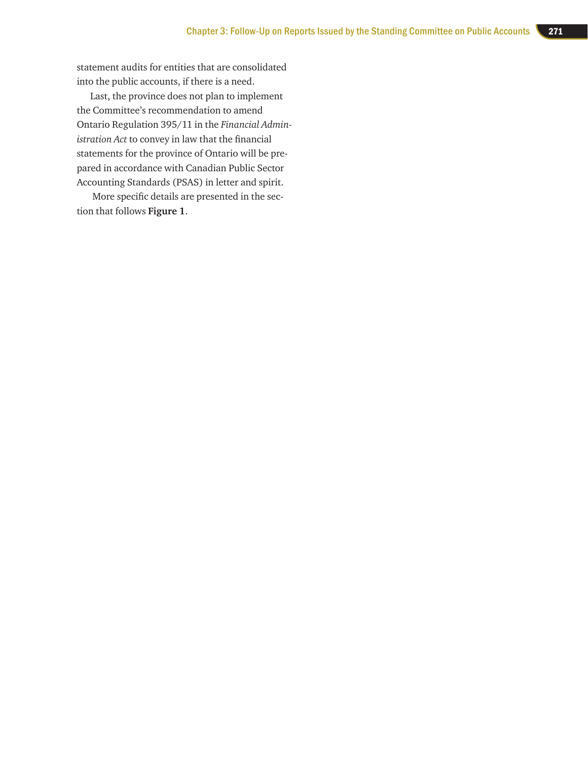statement audits for entities that are consolidated into the public accounts, if there is a need.

Last, the province does not plan to implement the Committee's recommendation to amend Ontario Regulation 395/11 in the *Financial Administration Act* to convey in law that the financial statements for the province of Ontario will be prepared in accordance with Canadian Public Sector Accounting Standards (PSAS) in letter and spirit.

More specific details are presented in the section that follows **Figure 1**.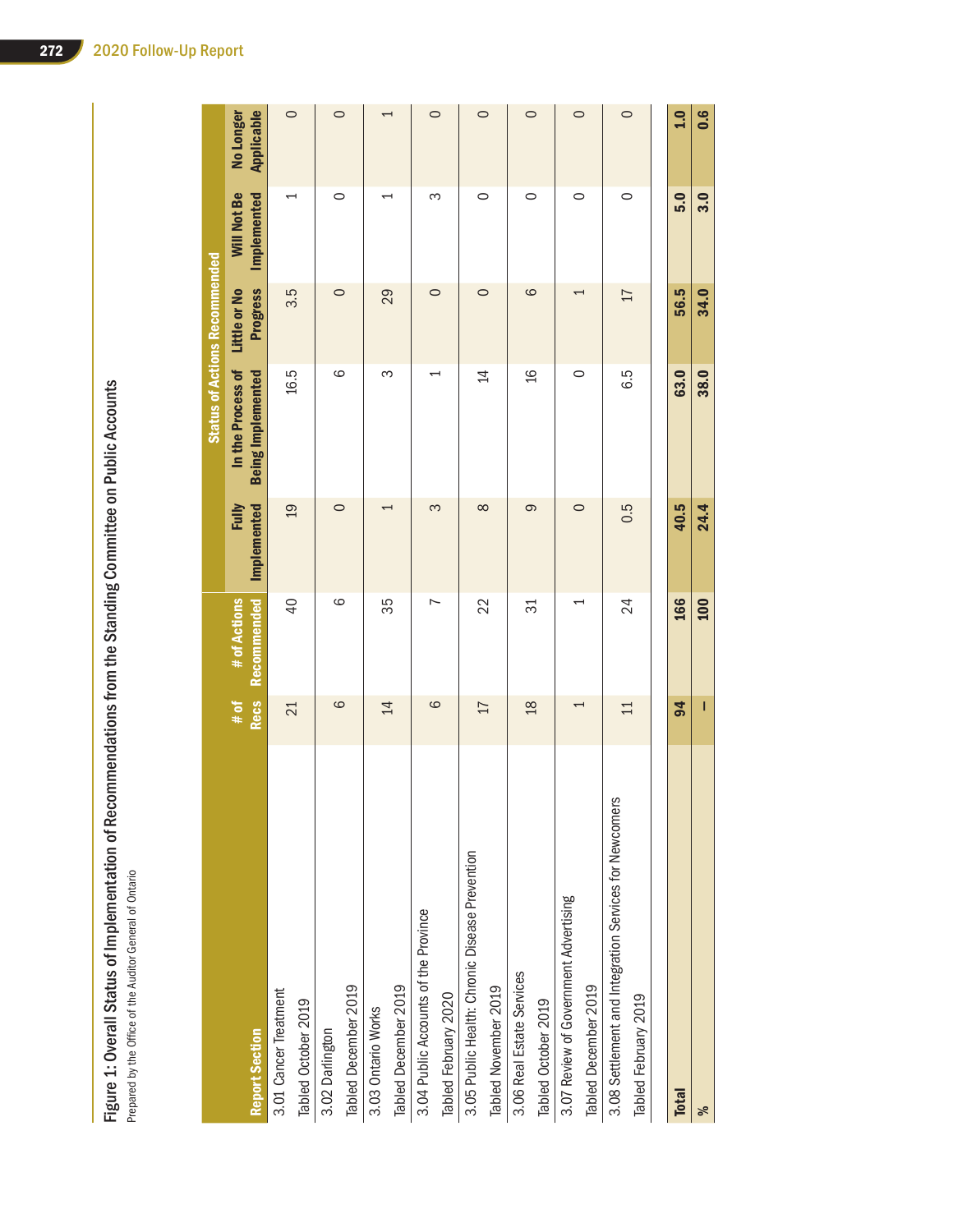# Figure 1: Overall Status of Implementation of Recommendations from the Standing Committee on Public Accounts

Prepared by the Office of the Auditor General of Ontario

| | | | Status of Actions Recommended | | | | |
|---|---|---|---|---|---|---|---|
| **Report Section** | **# of Recs** | **# of Actions Recommended** | **Fully Implemented** | **In the Process of Being Implemented** | **Little or No Progress** | **Will Not Be Implemented** | **No Longer Applicable** |
| 3.01 Cancer Treatment<br>Tabled October 2019 | 21 | 40 | 19 | 16.5 | 3.5 | 1 | 0 |
| 3.02 Darlington<br>Tabled December 2019 | 6 | 6 | 0 | 6 | 0 | 0 | 0 |
| 3.03 Ontario Works<br>Tabled December 2019 | 14 | 35 | 1 | 3 | 29 | 1 | 1 |
| 3.04 Public Accounts of the Province<br>Tabled February 2020 | 6 | 7 | 3 | 1 | 0 | 3 | 0 |
| 3.05 Public Health: Chronic Disease Prevention<br>Tabled November 2019 | 17 | 22 | 8 | 14 | 0 | 0 | 0 |
| 3.06 Real Estate Services<br>Tabled October 2019 | 18 | 31 | 9 | 16 | 6 | 0 | 0 |
| 3.07 Review of Government Advertising<br>Tabled December 2019 | 1 | 1 | 0 | 0 | 1 | 0 | 0 |
| 3.08 Settlement and Integration Services for Newcomers<br>Tabled February 2019 | 11 | 24 | 0.5 | 6.5 | 17 | 0 | 0 |
| **Total** | **94** | **166** | **40.5** | **63.0** | **56.5** | **5.0** | **1.0** |
| **%** | **–** | **100** | **24.4** | **38.0** | **34.0** | **3.0** | **0.6** |